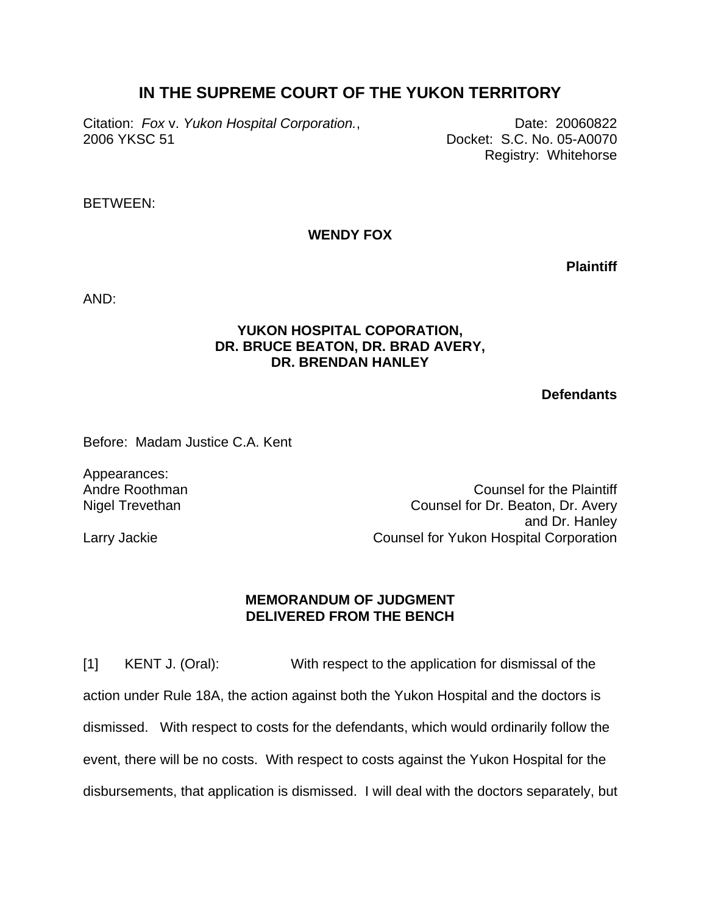# IN THE SUPREME COURT OF THE YUKON TERRITORY

Citation: *Fox* v. *Yukon Hospital Corporation.*, 2006 YKSC 51

Date: 20060822
Docket: S.C. No. 05-A0070
Registry: Whitehorse

BETWEEN:

**WENDY FOX**

**Plaintiff**

AND:

**YUKON HOSPITAL COPORATION,
DR. BRUCE BEATON, DR. BRAD AVERY,
DR. BRENDAN HANLEY**

**Defendants**

Before: Madam Justice C.A. Kent

Appearances:

| | |
|---|---|
| Andre Roothman | Counsel for the Plaintiff |
| Nigel Trevethan | Counsel for Dr. Beaton, Dr. Avery and Dr. Hanley |
| Larry Jackie | Counsel for Yukon Hospital Corporation |

**MEMORANDUM OF JUDGMENT
DELIVERED FROM THE BENCH**

[1] KENT J. (Oral): With respect to the application for dismissal of the action under Rule 18A, the action against both the Yukon Hospital and the doctors is dismissed. With respect to costs for the defendants, which would ordinarily follow the event, there will be no costs. With respect to costs against the Yukon Hospital for the disbursements, that application is dismissed. I will deal with the doctors separately, but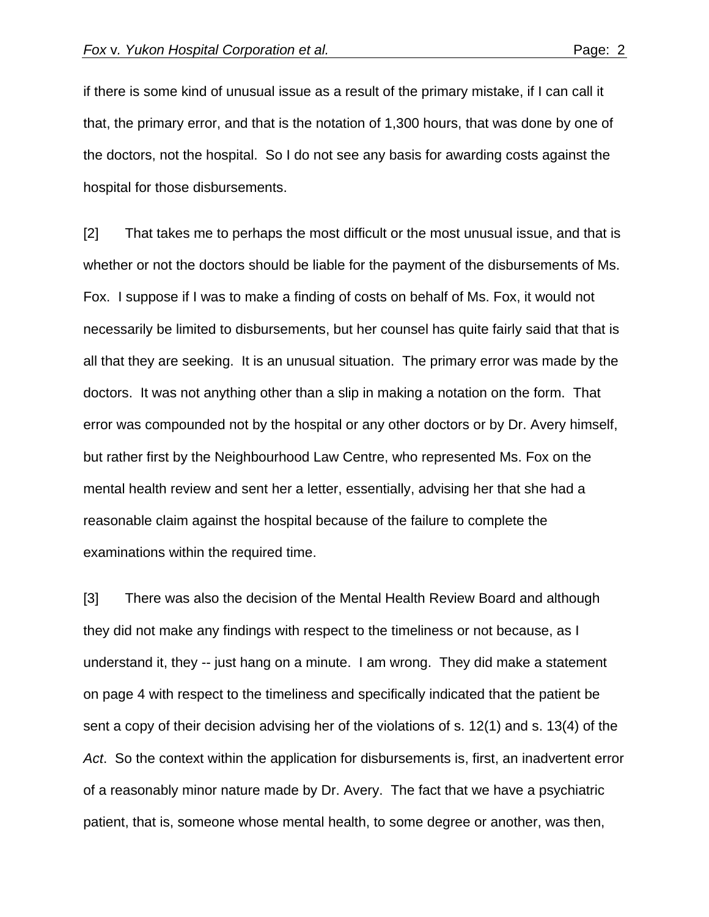if there is some kind of unusual issue as a result of the primary mistake, if I can call it that, the primary error, and that is the notation of 1,300 hours, that was done by one of the doctors, not the hospital. So I do not see any basis for awarding costs against the hospital for those disbursements.

[2] That takes me to perhaps the most difficult or the most unusual issue, and that is whether or not the doctors should be liable for the payment of the disbursements of Ms. Fox. I suppose if I was to make a finding of costs on behalf of Ms. Fox, it would not necessarily be limited to disbursements, but her counsel has quite fairly said that that is all that they are seeking. It is an unusual situation. The primary error was made by the doctors. It was not anything other than a slip in making a notation on the form. That error was compounded not by the hospital or any other doctors or by Dr. Avery himself, but rather first by the Neighbourhood Law Centre, who represented Ms. Fox on the mental health review and sent her a letter, essentially, advising her that she had a reasonable claim against the hospital because of the failure to complete the examinations within the required time.

[3] There was also the decision of the Mental Health Review Board and although they did not make any findings with respect to the timeliness or not because, as I understand it, they -- just hang on a minute. I am wrong. They did make a statement on page 4 with respect to the timeliness and specifically indicated that the patient be sent a copy of their decision advising her of the violations of s. 12(1) and s. 13(4) of the *Act*. So the context within the application for disbursements is, first, an inadvertent error of a reasonably minor nature made by Dr. Avery. The fact that we have a psychiatric patient, that is, someone whose mental health, to some degree or another, was then,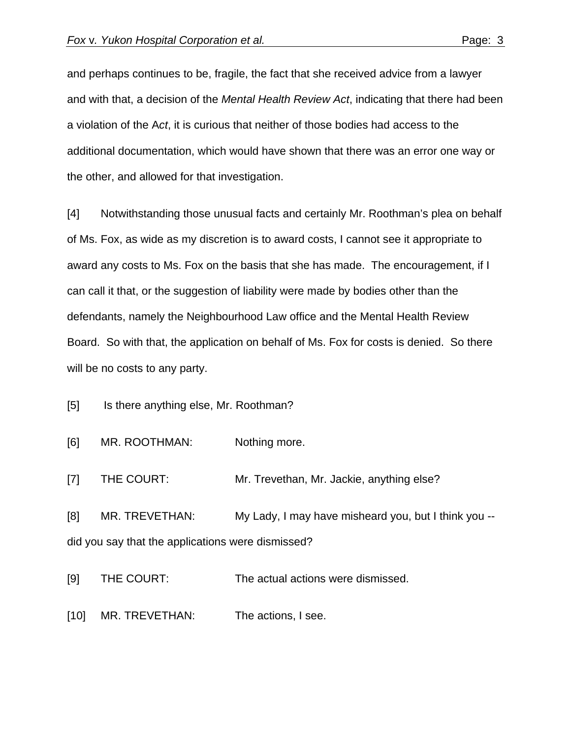and perhaps continues to be, fragile, the fact that she received advice from a lawyer and with that, a decision of the *Mental Health Review Act*, indicating that there had been a violation of the A*ct*, it is curious that neither of those bodies had access to the additional documentation, which would have shown that there was an error one way or the other, and allowed for that investigation.

[4] Notwithstanding those unusual facts and certainly Mr. Roothman's plea on behalf of Ms. Fox, as wide as my discretion is to award costs, I cannot see it appropriate to award any costs to Ms. Fox on the basis that she has made. The encouragement, if I can call it that, or the suggestion of liability were made by bodies other than the defendants, namely the Neighbourhood Law office and the Mental Health Review Board. So with that, the application on behalf of Ms. Fox for costs is denied. So there will be no costs to any party.

[5] Is there anything else, Mr. Roothman?

[6] MR. ROOTHMAN: Nothing more.

[7] THE COURT: Mr. Trevethan, Mr. Jackie, anything else?

[8] MR. TREVETHAN: My Lady, I may have misheard you, but I think you -- did you say that the applications were dismissed?

[9] THE COURT: The actual actions were dismissed.

[10] MR. TREVETHAN: The actions, I see.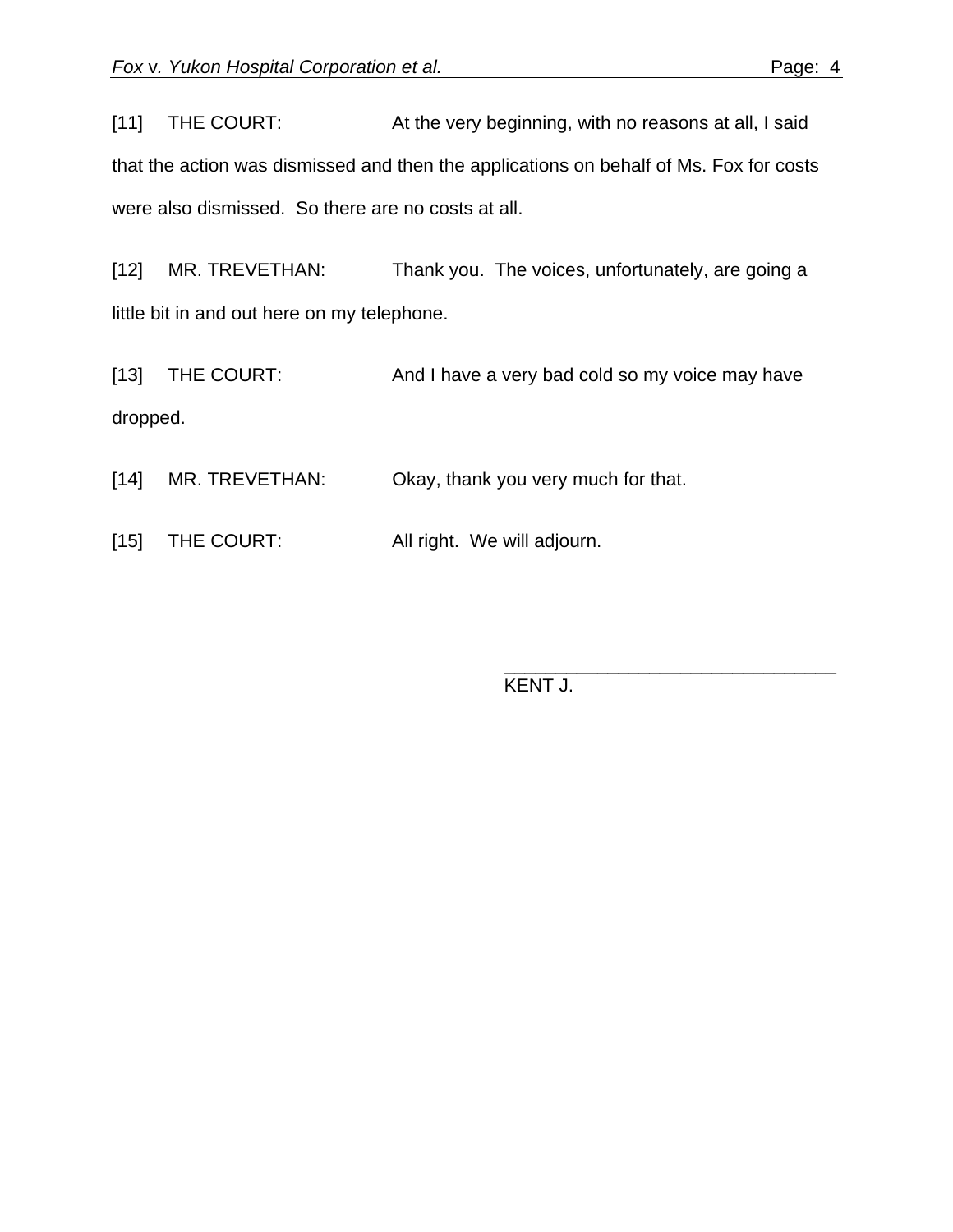[11] THE COURT: At the very beginning, with no reasons at all, I said that the action was dismissed and then the applications on behalf of Ms. Fox for costs were also dismissed. So there are no costs at all.

[12] MR. TREVETHAN: Thank you. The voices, unfortunately, are going a little bit in and out here on my telephone.

[13] THE COURT: And I have a very bad cold so my voice may have dropped.

[14] MR. TREVETHAN: Okay, thank you very much for that.

[15] THE COURT: All right. We will adjourn.

\_\_\_\_\_\_\_\_\_\_\_\_\_\_\_\_\_\_\_\_\_\_\_\_\_\_\_\_\_\_\_\_

KENT J.